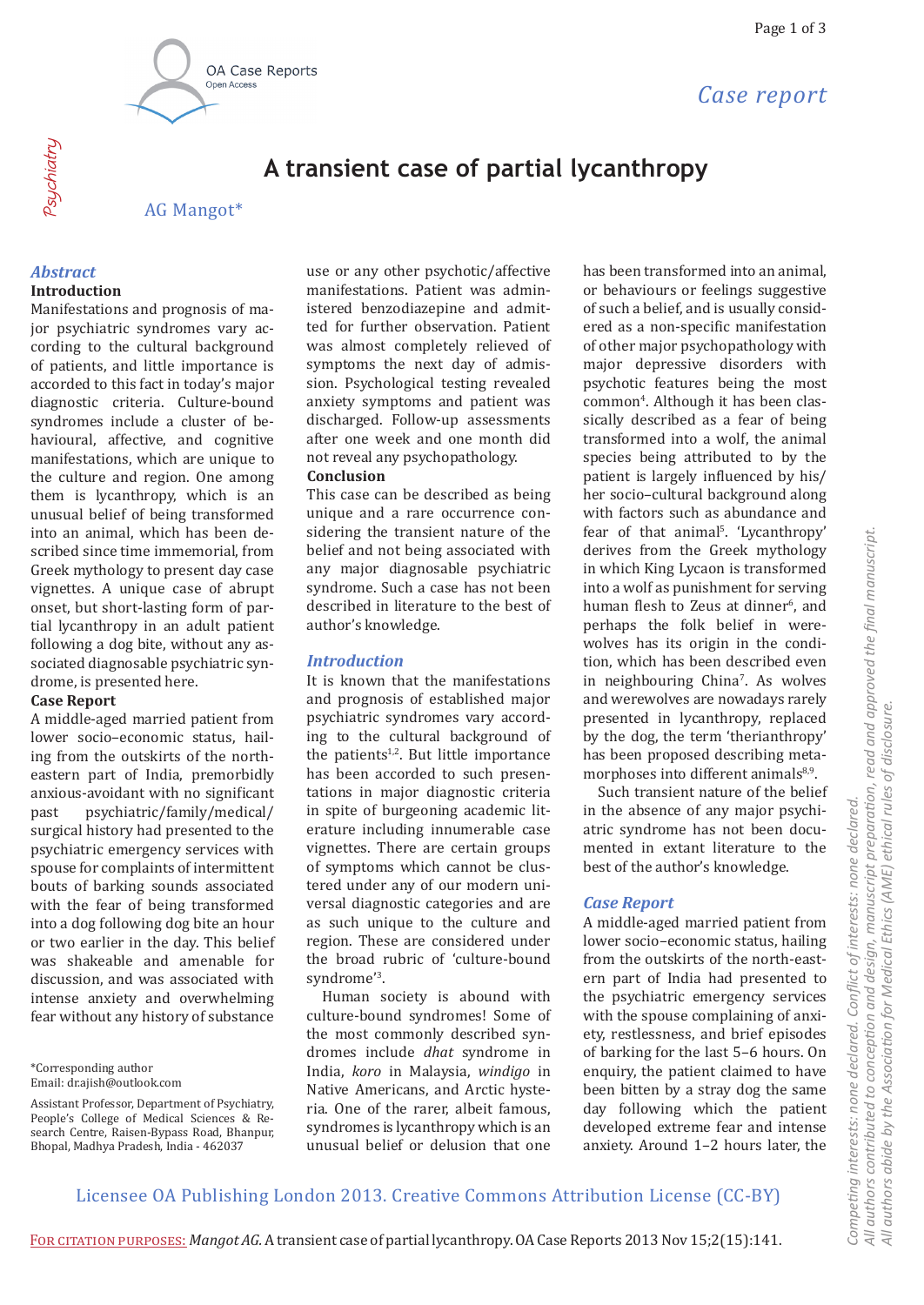Case report

# A transient case of partial lycanthropy

AG Mangot*

## Abstract

### Introduction

Manifestations and prognosis of major psychiatric syndromes vary according to the cultural background of patients, and little importance is accorded to this fact in today's major diagnostic criteria. Culture-bound syndromes include a cluster of behavioural, affective, and cognitive manifestations, which are unique to the culture and region. One among them is lycanthropy, which is an unusual belief of being transformed into an animal, which has been described since time immemorial, from Greek mythology to present day case vignettes. A unique case of abrupt onset, but short-lasting form of partial lycanthropy in an adult patient following a dog bite, without any associated diagnosable psychiatric syndrome, is presented here.

### Case Report

A middle-aged married patient from lower socio–economic status, hailing from the outskirts of the north-eastern part of India, premorbidly anxious-avoidant with no significant past psychiatric/family/medical/surgical history had presented to the psychiatric emergency services with spouse for complaints of intermittent bouts of barking sounds associated with the fear of being transformed into a dog following dog bite an hour or two earlier in the day. This belief was shakeable and amenable for discussion, and was associated with intense anxiety and overwhelming fear without any history of substance use or any other psychotic/affective manifestations. Patient was administered benzodiazepine and admitted for further observation. Patient was almost completely relieved of symptoms the next day of admission. Psychological testing revealed anxiety symptoms and patient was discharged. Follow-up assessments after one week and one month did not reveal any psychopathology.

### Conclusion

This case can be described as being unique and a rare occurrence considering the transient nature of the belief and not being associated with any major diagnosable psychiatric syndrome. Such a case has not been described in literature to the best of author's knowledge.

## Introduction

It is known that the manifestations and prognosis of established major psychiatric syndromes vary according to the cultural background of the patients[1,2]. But little importance has been accorded to such presentations in major diagnostic criteria in spite of burgeoning academic literature including innumerable case vignettes. There are certain groups of symptoms which cannot be clustered under any of our modern universal diagnostic categories and are as such unique to the culture and region. These are considered under the broad rubric of 'culture-bound syndrome'[3].

Human society is abound with culture-bound syndromes! Some of the most commonly described syndromes include *dhat* syndrome in India, *koro* in Malaysia, *windigo* in Native Americans, and Arctic hysteria. One of the rarer, albeit famous, syndromes is lycanthropy which is an unusual belief or delusion that one has been transformed into an animal, or behaviours or feelings suggestive of such a belief, and is usually considered as a non-specific manifestation of other major psychopathology with major depressive disorders with psychotic features being the most common[4]. Although it has been classically described as a fear of being transformed into a wolf, the animal species being attributed to by the patient is largely influenced by his/her socio–cultural background along with factors such as abundance and fear of that animal[5]. 'Lycanthropy' derives from the Greek mythology in which King Lycaon is transformed into a wolf as punishment for serving human flesh to Zeus at dinner[6], and perhaps the folk belief in werewolves has its origin in the condition, which has been described even in neighbouring China[7]. As wolves and werewolves are nowadays rarely presented in lycanthropy, replaced by the dog, the term 'therianthropy' has been proposed describing metamorphoses into different animals[8,9].

Such transient nature of the belief in the absence of any major psychiatric syndrome has not been documented in extant literature to the best of the author's knowledge.

## Case Report

A middle-aged married patient from lower socio–economic status, hailing from the outskirts of the north-eastern part of India had presented to the psychiatric emergency services with the spouse complaining of anxiety, restlessness, and brief episodes of barking for the last 5–6 hours. On enquiry, the patient claimed to have been bitten by a stray dog the same day following which the patient developed extreme fear and intense anxiety. Around 1–2 hours later, the

*Corresponding author
Email: dr.ajish@outlook.com

Assistant Professor, Department of Psychiatry, People's College of Medical Sciences & Research Centre, Raisen-Bypass Road, Bhanpur, Bhopal, Madhya Pradesh, India - 462037

Competing interests: none declared. Conflict of interests: none declared.
All authors contributed to conception and design, manuscript preparation, read and approved the final manuscript.
All authors abide by the Association for Medical Ethics (AME) ethical rules of disclosure.

Licensee OA Publishing London 2013. Creative Commons Attribution License (CC-BY)

For citation purposes: *Mangot AG.* A transient case of partial lycanthropy. OA Case Reports 2013 Nov 15;2(15):141.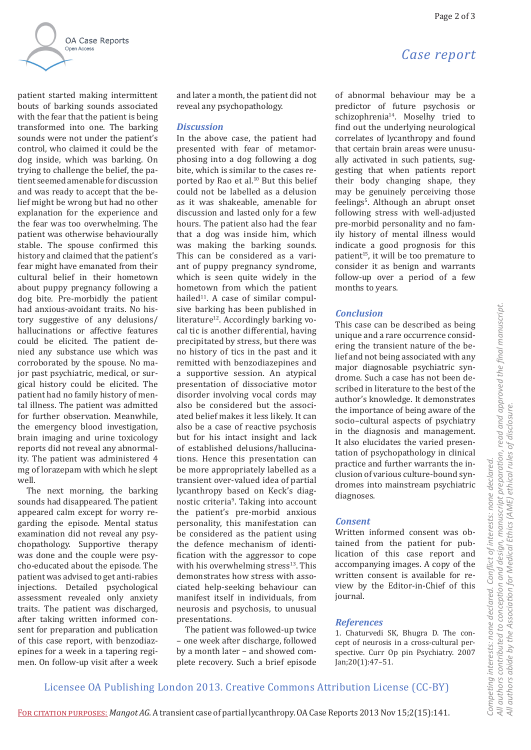patient started making intermittent bouts of barking sounds associated with the fear that the patient is being transformed into one. The barking sounds were not under the patient's control, who claimed it could be the dog inside, which was barking. On trying to challenge the belief, the patient seemed amenable for discussion and was ready to accept that the belief might be wrong but had no other explanation for the experience and the fear was too overwhelming. The patient was otherwise behaviourally stable. The spouse confirmed this history and claimed that the patient's fear might have emanated from their cultural belief in their hometown about puppy pregnancy following a dog bite. Pre-morbidly the patient had anxious-avoidant traits. No history suggestive of any delusions/hallucinations or affective features could be elicited. The patient denied any substance use which was corroborated by the spouse. No major past psychiatric, medical, or surgical history could be elicited. The patient had no family history of mental illness. The patient was admitted for further observation. Meanwhile, the emergency blood investigation, brain imaging and urine toxicology reports did not reveal any abnormality. The patient was administered 4 mg of lorazepam with which he slept well.

The next morning, the barking sounds had disappeared. The patient appeared calm except for worry regarding the episode. Mental status examination did not reveal any psychopathology. Supportive therapy was done and the couple were psycho-educated about the episode. The patient was advised to get anti-rabies injections. Detailed psychological assessment revealed only anxiety traits. The patient was discharged, after taking written informed consent for preparation and publication of this case report, with benzodiazepines for a week in a tapering regimen. On follow-up visit after a week and later a month, the patient did not reveal any psychopathology.

## Discussion

In the above case, the patient had presented with fear of metamorphosing into a dog following a dog bite, which is similar to the cases reported by Rao et al.[10] But this belief could not be labelled as a delusion as it was shakeable, amenable for discussion and lasted only for a few hours. The patient also had the fear that a dog was inside him, which was making the barking sounds. This can be considered as a variant of puppy pregnancy syndrome, which is seen quite widely in the hometown from which the patient hailed[11]. A case of similar compulsive barking has been published in literature[12]. Accordingly barking vocal tic is another differential, having precipitated by stress, but there was no history of tics in the past and it remitted with benzodiazepines and a supportive session. An atypical presentation of dissociative motor disorder involving vocal cords may also be considered but the associated belief makes it less likely. It can also be a case of reactive psychosis but for his intact insight and lack of established delusions/hallucinations. Hence this presentation can be more appropriately labelled as a transient over-valued idea of partial lycanthropy based on Keck's diagnostic criteria[9]. Taking into account the patient's pre-morbid anxious personality, this manifestation can be considered as the patient using the defence mechanism of identification with the aggressor to cope with his overwhelming stress[13]. This demonstrates how stress with associated help-seeking behaviour can manifest itself in individuals, from neurosis and psychosis, to unusual presentations.

The patient was followed-up twice – one week after discharge, followed by a month later – and showed complete recovery. Such a brief episode of abnormal behaviour may be a predictor of future psychosis or schizophrenia[14]. Moselhy tried to find out the underlying neurological correlates of lycanthropy and found that certain brain areas were unusually activated in such patients, suggesting that when patients report their body changing shape, they may be genuinely perceiving those feelings[5]. Although an abrupt onset following stress with well-adjusted pre-morbid personality and no family history of mental illness would indicate a good prognosis for this patient[15], it will be too premature to consider it as benign and warrants follow-up over a period of a few months to years.

## Conclusion

This case can be described as being unique and a rare occurrence considering the transient nature of the belief and not being associated with any major diagnosable psychiatric syndrome. Such a case has not been described in literature to the best of the author's knowledge. It demonstrates the importance of being aware of the socio–cultural aspects of psychiatry in the diagnosis and management. It also elucidates the varied presentation of psychopathology in clinical practice and further warrants the inclusion of various culture-bound syndromes into mainstream psychiatric diagnoses.

## Consent

Written informed consent was obtained from the patient for publication of this case report and accompanying images. A copy of the written consent is available for review by the Editor-in-Chief of this journal.

## References

1. Chaturvedi SK, Bhugra D. The concept of neurosis in a cross-cultural perspective. Curr Op pin Psychiatry. 2007 Jan;20(1):47–51.

*Competing interests: none declared. Conflict of interests: none declared.*
*All authors contributed to conception and design, manuscript preparation, read and approved the final manuscript.*
*All authors abide by the Association for Medical Ethics (AME) ethical rules of disclosure.*

Licensee OA Publishing London 2013. Creative Commons Attribution License (CC-BY)

For citation purposes: *Mangot AG.* A transient case of partial lycanthropy. OA Case Reports 2013 Nov 15;2(15):141.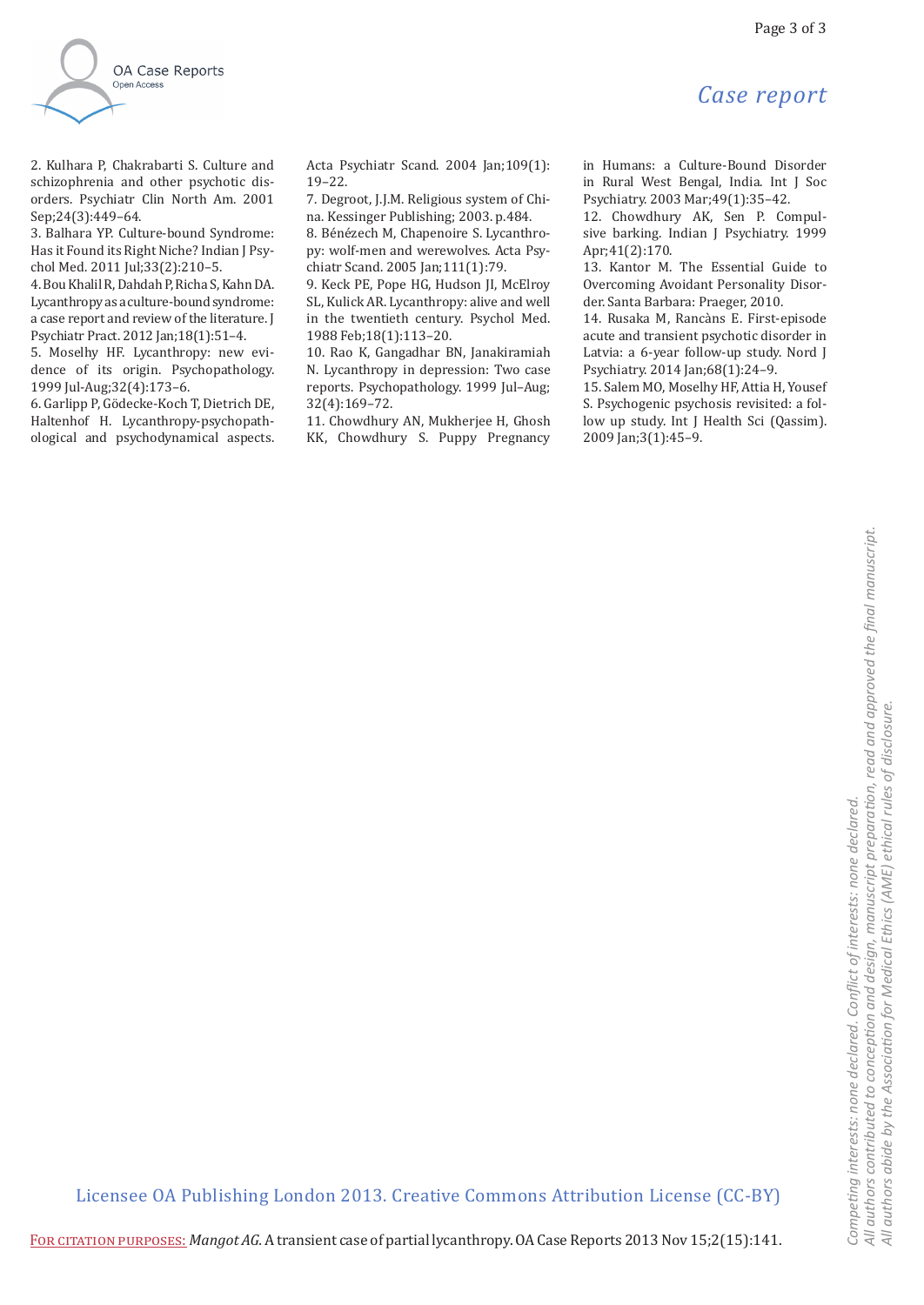2. Kulhara P, Chakrabarti S. Culture and schizophrenia and other psychotic disorders. Psychiatr Clin North Am. 2001 Sep;24(3):449–64.

3. Balhara YP. Culture-bound Syndrome: Has it Found its Right Niche? Indian J Psychol Med. 2011 Jul;33(2):210–5.

4. Bou Khalil R, Dahdah P, Richa S, Kahn DA. Lycanthropy as a culture-bound syndrome: a case report and review of the literature. J Psychiatr Pract. 2012 Jan;18(1):51–4.

5. Moselhy HF. Lycanthropy: new evidence of its origin. Psychopathology. 1999 Jul-Aug;32(4):173–6.

6. Garlipp P, Gödecke-Koch T, Dietrich DE, Haltenhof H. Lycanthropy-psychopathological and psychodynamical aspects. Acta Psychiatr Scand. 2004 Jan;109(1):19–22.

7. Degroot, J.J.M. Religious system of China. Kessinger Publishing; 2003. p.484.

8. Bénézech M, Chapenoire S. Lycanthropy: wolf-men and werewolves. Acta Psychiatr Scand. 2005 Jan;111(1):79.

9. Keck PE, Pope HG, Hudson JI, McElroy SL, Kulick AR. Lycanthropy: alive and well in the twentieth century. Psychol Med. 1988 Feb;18(1):113–20.

10. Rao K, Gangadhar BN, Janakiramiah N. Lycanthropy in depression: Two case reports. Psychopathology. 1999 Jul–Aug;32(4):169–72.

11. Chowdhury AN, Mukherjee H, Ghosh KK, Chowdhury S. Puppy Pregnancy in Humans: a Culture-Bound Disorder in Rural West Bengal, India. Int J Soc Psychiatry. 2003 Mar;49(1):35–42.

12. Chowdhury AK, Sen P. Compulsive barking. Indian J Psychiatry. 1999 Apr;41(2):170.

13. Kantor M. The Essential Guide to Overcoming Avoidant Personality Disorder. Santa Barbara: Praeger, 2010.

14. Rusaka M, Rancàns E. First-episode acute and transient psychotic disorder in Latvia: a 6-year follow-up study. Nord J Psychiatry. 2014 Jan;68(1):24–9.

15. Salem MO, Moselhy HF, Attia H, Yousef S. Psychogenic psychosis revisited: a follow up study. Int J Health Sci (Qassim). 2009 Jan;3(1):45–9.

*Competing interests: none declared. Conflict of interests: none declared.*
*All authors contributed to conception and design, manuscript preparation, read and approved the final manuscript.*
*All authors abide by the Association for Medical Ethics (AME) ethical rules of disclosure.*

Licensee OA Publishing London 2013. Creative Commons Attribution License (CC-BY)

For citation purposes: *Mangot AG.* A transient case of partial lycanthropy. OA Case Reports 2013 Nov 15;2(15):141.